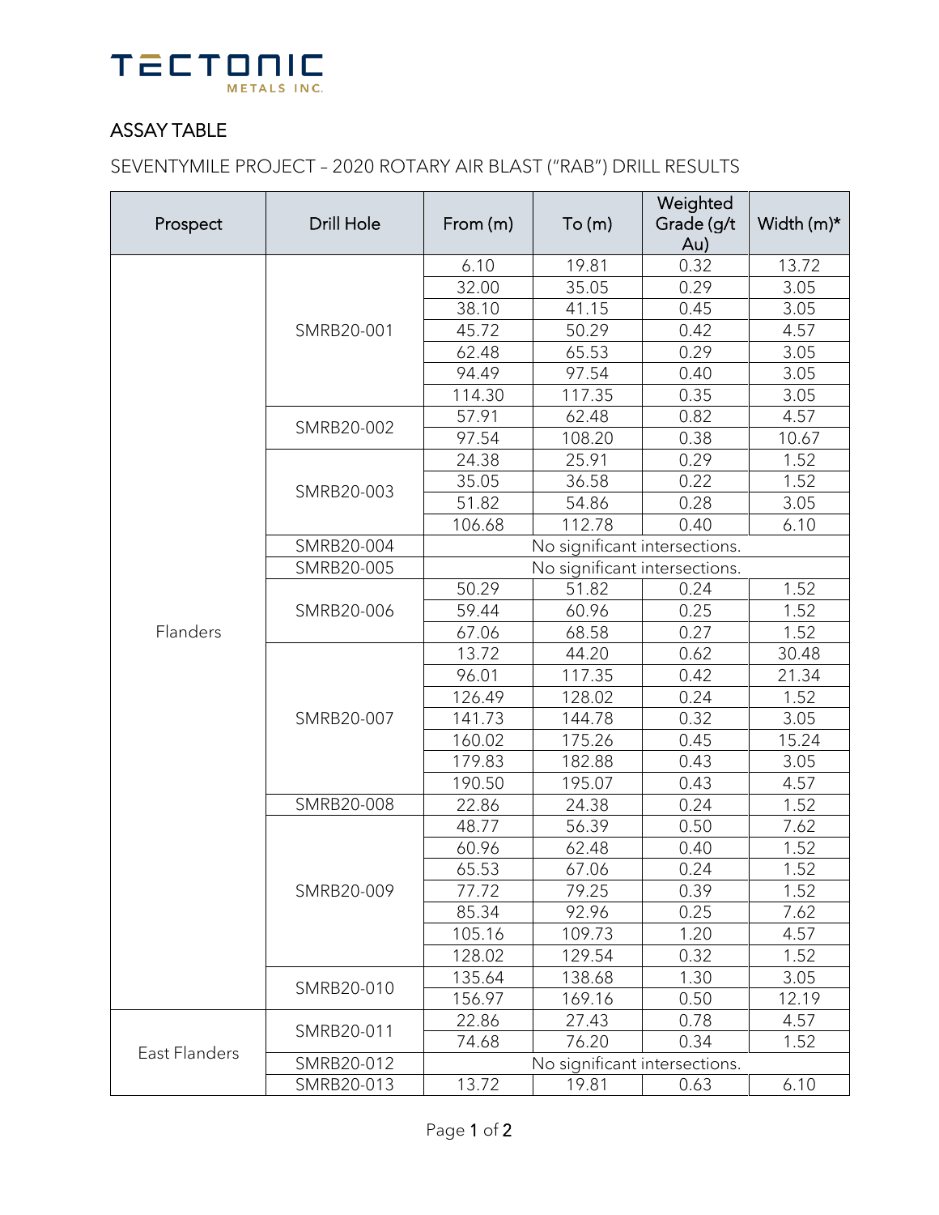TECTONIC METALS INC.

## ASSAY TABLE

### SEVENTYMILE PROJECT – 2020 ROTARY AIR BLAST ("RAB") DRILL RESULTS

| Prospect | Drill Hole | From (m) | To (m) | Weighted Grade (g/t Au) | Width (m)* |
|---|---|---|---|---|---|
| Flanders | SMRB20-001 | 6.10 | 19.81 | 0.32 | 13.72 |
| | | 32.00 | 35.05 | 0.29 | 3.05 |
| | | 38.10 | 41.15 | 0.45 | 3.05 |
| | | 45.72 | 50.29 | 0.42 | 4.57 |
| | | 62.48 | 65.53 | 0.29 | 3.05 |
| | | 94.49 | 97.54 | 0.40 | 3.05 |
| | | 114.30 | 117.35 | 0.35 | 3.05 |
| | SMRB20-002 | 57.91 | 62.48 | 0.82 | 4.57 |
| | | 97.54 | 108.20 | 0.38 | 10.67 |
| | SMRB20-003 | 24.38 | 25.91 | 0.29 | 1.52 |
| | | 35.05 | 36.58 | 0.22 | 1.52 |
| | | 51.82 | 54.86 | 0.28 | 3.05 |
| | | 106.68 | 112.78 | 0.40 | 6.10 |
| | SMRB20-004 | No significant intersections. | | | |
| | SMRB20-005 | No significant intersections. | | | |
| | SMRB20-006 | 50.29 | 51.82 | 0.24 | 1.52 |
| | | 59.44 | 60.96 | 0.25 | 1.52 |
| | | 67.06 | 68.58 | 0.27 | 1.52 |
| | SMRB20-007 | 13.72 | 44.20 | 0.62 | 30.48 |
| | | 96.01 | 117.35 | 0.42 | 21.34 |
| | | 126.49 | 128.02 | 0.24 | 1.52 |
| | | 141.73 | 144.78 | 0.32 | 3.05 |
| | | 160.02 | 175.26 | 0.45 | 15.24 |
| | | 179.83 | 182.88 | 0.43 | 3.05 |
| | | 190.50 | 195.07 | 0.43 | 4.57 |
| | SMRB20-008 | 22.86 | 24.38 | 0.24 | 1.52 |
| | SMRB20-009 | 48.77 | 56.39 | 0.50 | 7.62 |
| | | 60.96 | 62.48 | 0.40 | 1.52 |
| | | 65.53 | 67.06 | 0.24 | 1.52 |
| | | 77.72 | 79.25 | 0.39 | 1.52 |
| | | 85.34 | 92.96 | 0.25 | 7.62 |
| | | 105.16 | 109.73 | 1.20 | 4.57 |
| | | 128.02 | 129.54 | 0.32 | 1.52 |
| | SMRB20-010 | 135.64 | 138.68 | 1.30 | 3.05 |
| | | 156.97 | 169.16 | 0.50 | 12.19 |
| East Flanders | SMRB20-011 | 22.86 | 27.43 | 0.78 | 4.57 |
| | | 74.68 | 76.20 | 0.34 | 1.52 |
| | SMRB20-012 | No significant intersections. | | | |
| | SMRB20-013 | 13.72 | 19.81 | 0.63 | 6.10 |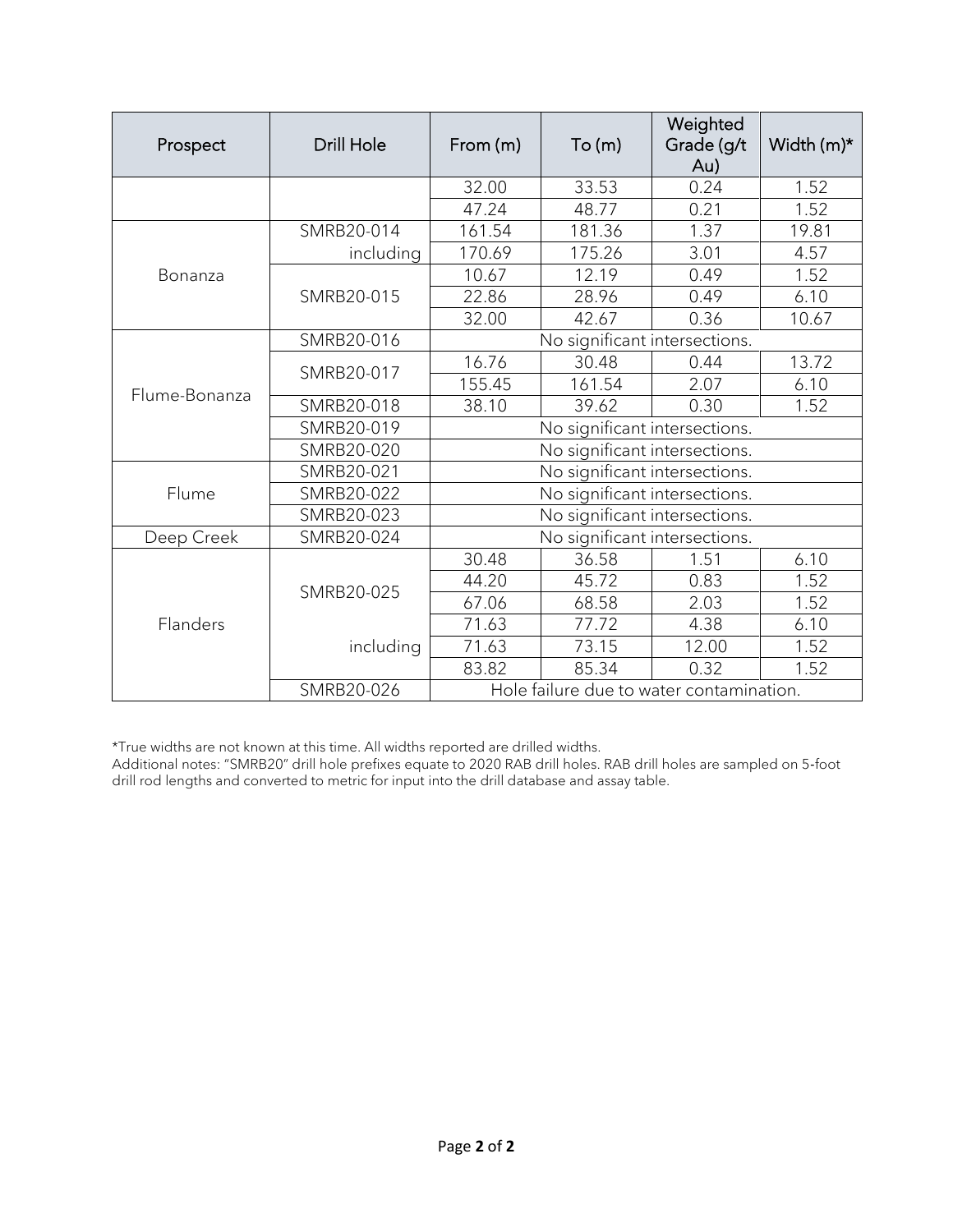| Prospect | Drill Hole | From (m) | To (m) | Weighted Grade (g/t Au) | Width (m)* |
|---|---|---|---|---|---|
| | | 32.00 | 33.53 | 0.24 | 1.52 |
| | | 47.24 | 48.77 | 0.21 | 1.52 |
| Bonanza | SMRB20-014 | 161.54 | 181.36 | 1.37 | 19.81 |
| | including | 170.69 | 175.26 | 3.01 | 4.57 |
| | SMRB20-015 | 10.67 | 12.19 | 0.49 | 1.52 |
| | | 22.86 | 28.96 | 0.49 | 6.10 |
| | | 32.00 | 42.67 | 0.36 | 10.67 |
| Flume-Bonanza | SMRB20-016 | No significant intersections. | | | |
| | SMRB20-017 | 16.76 | 30.48 | 0.44 | 13.72 |
| | | 155.45 | 161.54 | 2.07 | 6.10 |
| | SMRB20-018 | 38.10 | 39.62 | 0.30 | 1.52 |
| | SMRB20-019 | No significant intersections. | | | |
| | SMRB20-020 | No significant intersections. | | | |
| Flume | SMRB20-021 | No significant intersections. | | | |
| | SMRB20-022 | No significant intersections. | | | |
| | SMRB20-023 | No significant intersections. | | | |
| Deep Creek | SMRB20-024 | No significant intersections. | | | |
| Flanders | SMRB20-025 | 30.48 | 36.58 | 1.51 | 6.10 |
| | | 44.20 | 45.72 | 0.83 | 1.52 |
| | | 67.06 | 68.58 | 2.03 | 1.52 |
| | | 71.63 | 77.72 | 4.38 | 6.10 |
| | including | 71.63 | 73.15 | 12.00 | 1.52 |
| | | 83.82 | 85.34 | 0.32 | 1.52 |
| | SMRB20-026 | Hole failure due to water contamination. | | | |

*True widths are not known at this time. All widths reported are drilled widths.

Additional notes: "SMRB20" drill hole prefixes equate to 2020 RAB drill holes. RAB drill holes are sampled on 5-foot drill rod lengths and converted to metric for input into the drill database and assay table.